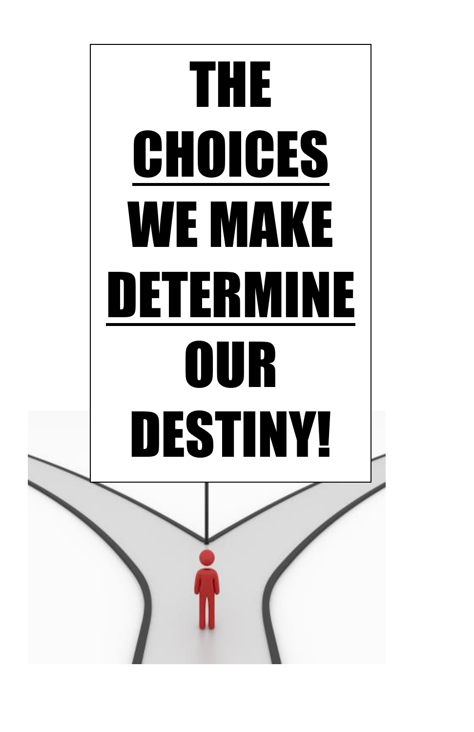# THE <u>CHOICES</u> WE MAKE <u>DETERMINE</u> OUR DESTINY!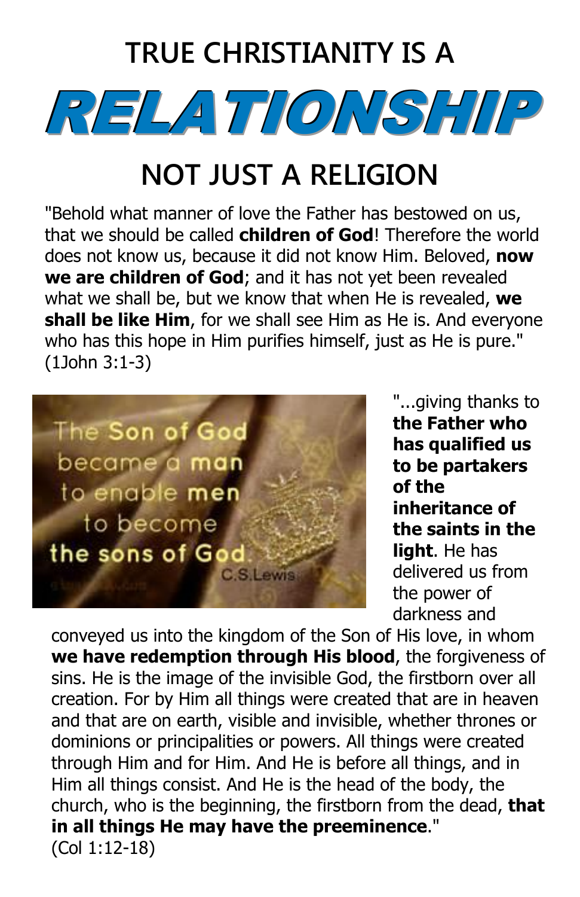# TRUE CHRISTIANITY IS A

# RELATIONSHIP

# NOT JUST A RELIGION

"Behold what manner of love the Father has bestowed on us, that we should be called **children of God**! Therefore the world does not know us, because it did not know Him. Beloved, **now we are children of God**; and it has not yet been revealed what we shall be, but we know that when He is revealed, **we shall be like Him**, for we shall see Him as He is. And everyone who has this hope in Him purifies himself, just as He is pure." (1John 3:1-3)

"...giving thanks to **the Father who has qualified us to be partakers of the inheritance of the saints in the light**. He has delivered us from the power of darkness and conveyed us into the kingdom of the Son of His love, in whom **we have redemption through His blood**, the forgiveness of sins. He is the image of the invisible God, the firstborn over all creation. For by Him all things were created that are in heaven and that are on earth, visible and invisible, whether thrones or dominions or principalities or powers. All things were created through Him and for Him. And He is before all things, and in Him all things consist. And He is the head of the body, the church, who is the beginning, the firstborn from the dead, **that in all things He may have the preeminence**." (Col 1:12-18)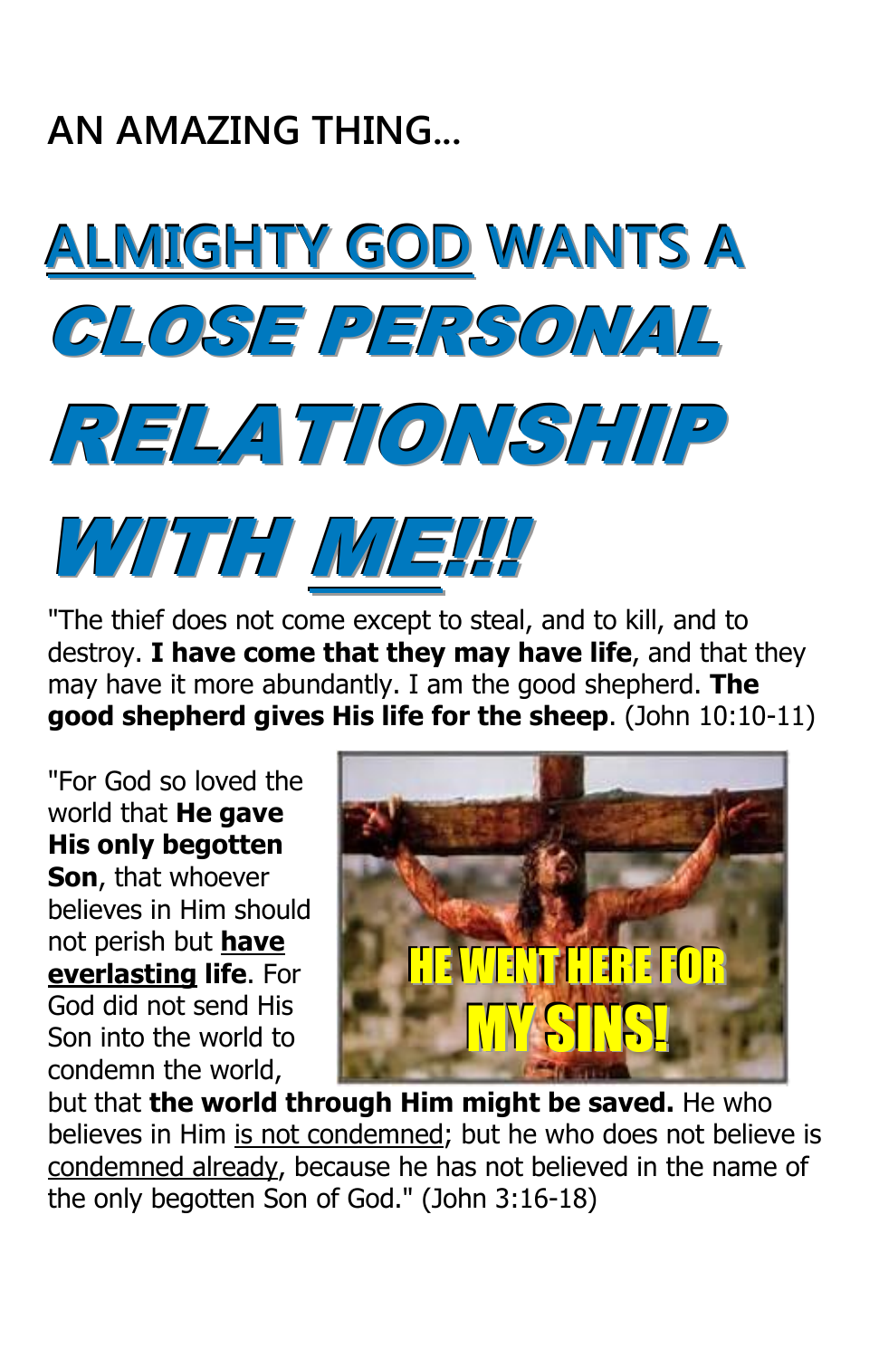## AN AMAZING THING…

# ALMIGHTY GOD WANTS A *CLOSE PERSONAL RELATIONSHIP WITH ME!!!*

"The thief does not come except to steal, and to kill, and to destroy. **I have come that they may have life**, and that they may have it more abundantly. I am the good shepherd. **The good shepherd gives His life for the sheep**. (John 10:10-11)

"For God so loved the world that **He gave His only begotten Son**, that whoever believes in Him should not perish but **have everlasting life**. For God did not send His Son into the world to condemn the world, but that **the world through Him might be saved.** He who believes in Him is not condemned; but he who does not believe is condemned already, because he has not believed in the name of the only begotten Son of God." (John 3:16-18)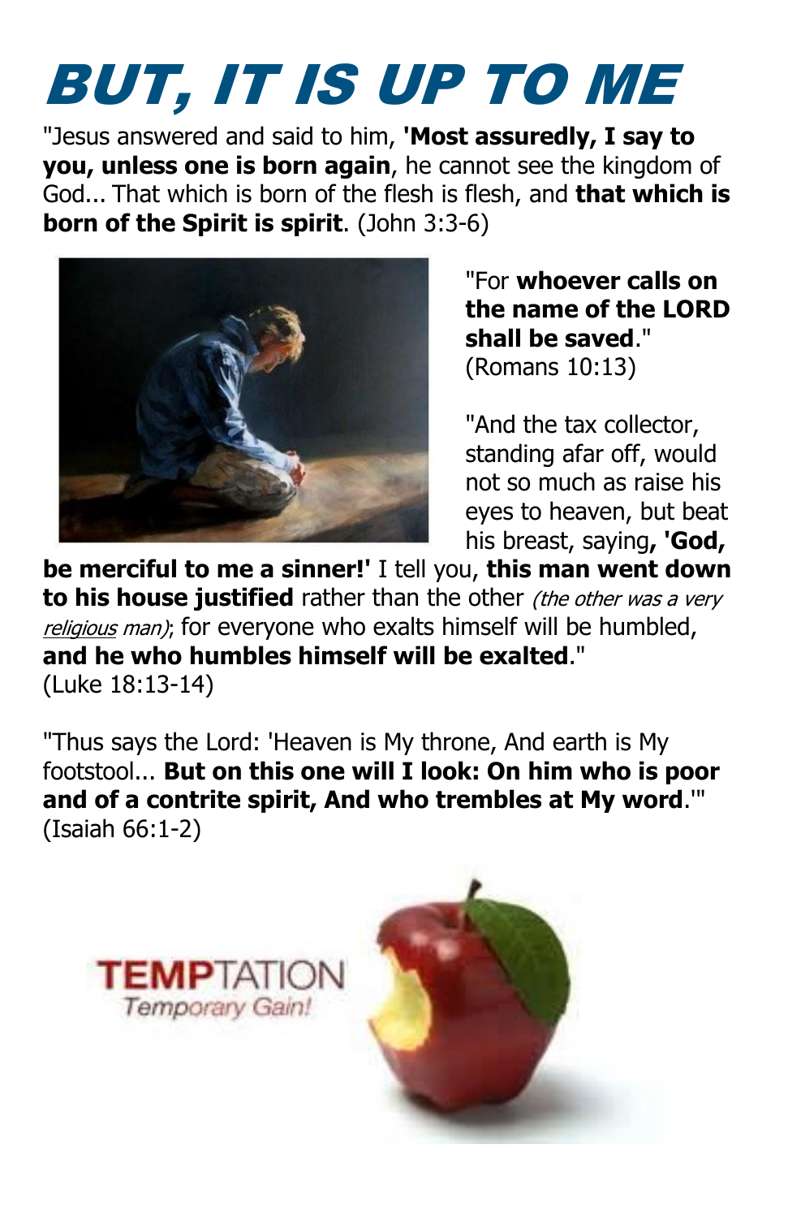# BUT, IT IS UP TO ME

"Jesus answered and said to him, **'Most assuredly, I say to you, unless one is born again**, he cannot see the kingdom of God... That which is born of the flesh is flesh, and **that which is born of the Spirit is spirit**. (John 3:3-6)

"For **whoever calls on the name of the LORD shall be saved**." (Romans 10:13)

"And the tax collector, standing afar off, would not so much as raise his eyes to heaven, but beat his breast, saying**, 'God, be merciful to me a sinner!'** I tell you, **this man went down to his house justified** rather than the other *(the other was a very religious man)*; for everyone who exalts himself will be humbled, **and he who humbles himself will be exalted**." (Luke 18:13-14)

"Thus says the Lord: 'Heaven is My throne, And earth is My footstool... **But on this one will I look: On him who is poor and of a contrite spirit, And who trembles at My word**.'" (Isaiah 66:1-2)

**TEMP**TATION
*Temporary Gain!*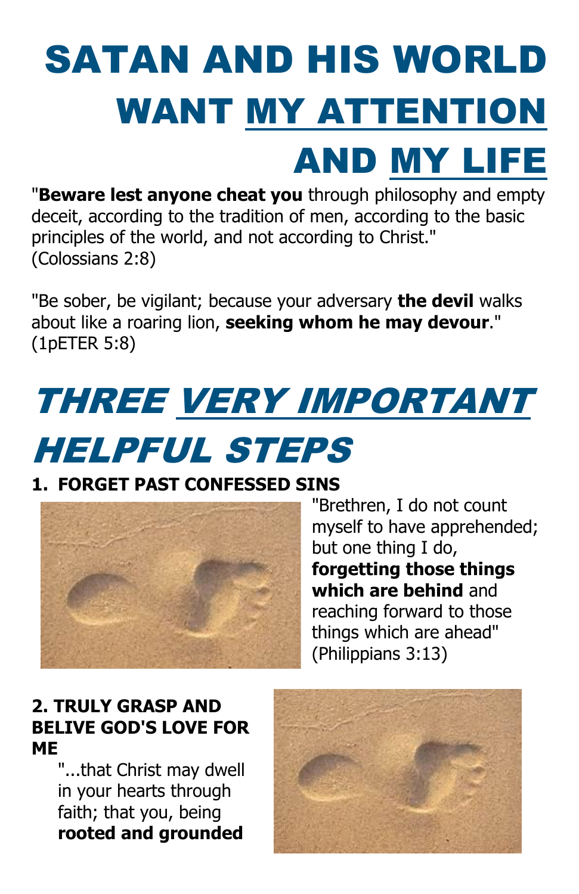# SATAN AND HIS WORLD WANT MY ATTENTION AND MY LIFE

"**Beware lest anyone cheat you** through philosophy and empty deceit, according to the tradition of men, according to the basic principles of the world, and not according to Christ." (Colossians 2:8)

"Be sober, be vigilant; because your adversary **the devil** walks about like a roaring lion, **seeking whom he may devour**." (1pETER 5:8)

# *THREE VERY IMPORTANT HELPFUL STEPS*

**1. FORGET PAST CONFESSED SINS**

"Brethren, I do not count myself to have apprehended; but one thing I do, **forgetting those things which are behind** and reaching forward to those things which are ahead" (Philippians 3:13)

**2. TRULY GRASP AND BELIVE GOD'S LOVE FOR ME**

"...that Christ may dwell in your hearts through faith; that you, being **rooted and grounded**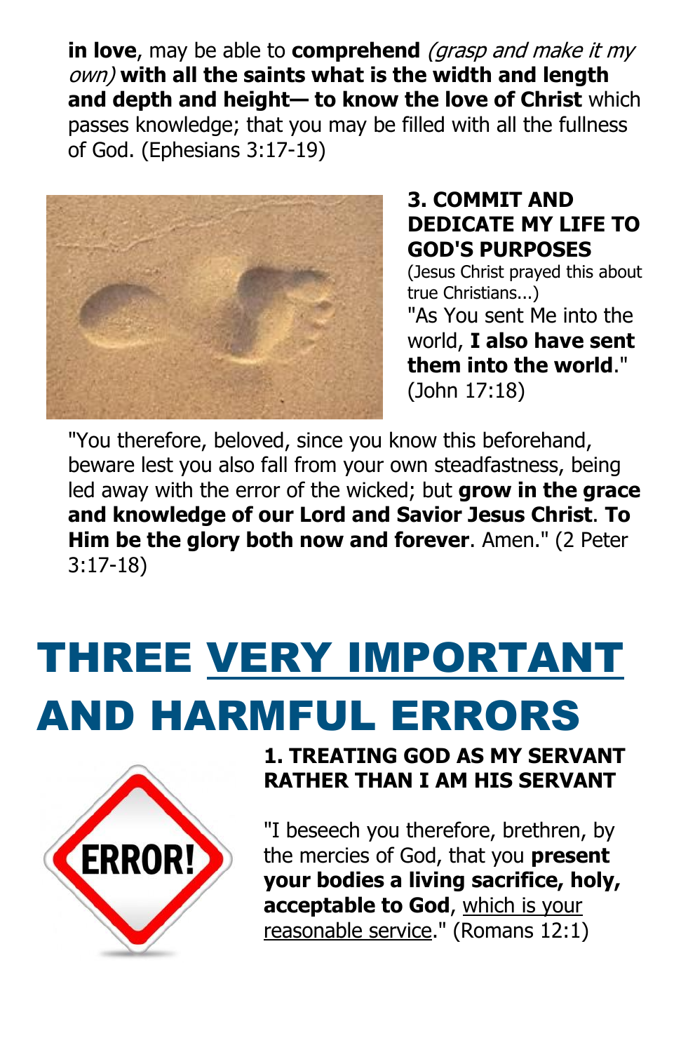**in love**, may be able to **comprehend** *(grasp and make it my own)* **with all the saints what is the width and length and depth and height— to know the love of Christ** which passes knowledge; that you may be filled with all the fullness of God. (Ephesians 3:17-19)

### 3. COMMIT AND DEDICATE MY LIFE TO GOD'S PURPOSES

(Jesus Christ prayed this about true Christians...)

"As You sent Me into the world, **I also have sent them into the world**." (John 17:18)

"You therefore, beloved, since you know this beforehand, beware lest you also fall from your own steadfastness, being led away with the error of the wicked; but **grow in the grace and knowledge of our Lord and Savior Jesus Christ**. **To Him be the glory both now and forever**. Amen." (2 Peter 3:17-18)

# THREE VERY IMPORTANT AND HARMFUL ERRORS

### 1. TREATING GOD AS MY SERVANT RATHER THAN I AM HIS SERVANT

"I beseech you therefore, brethren, by the mercies of God, that you **present your bodies a living sacrifice, holy, acceptable to God**, which is your reasonable service." (Romans 12:1)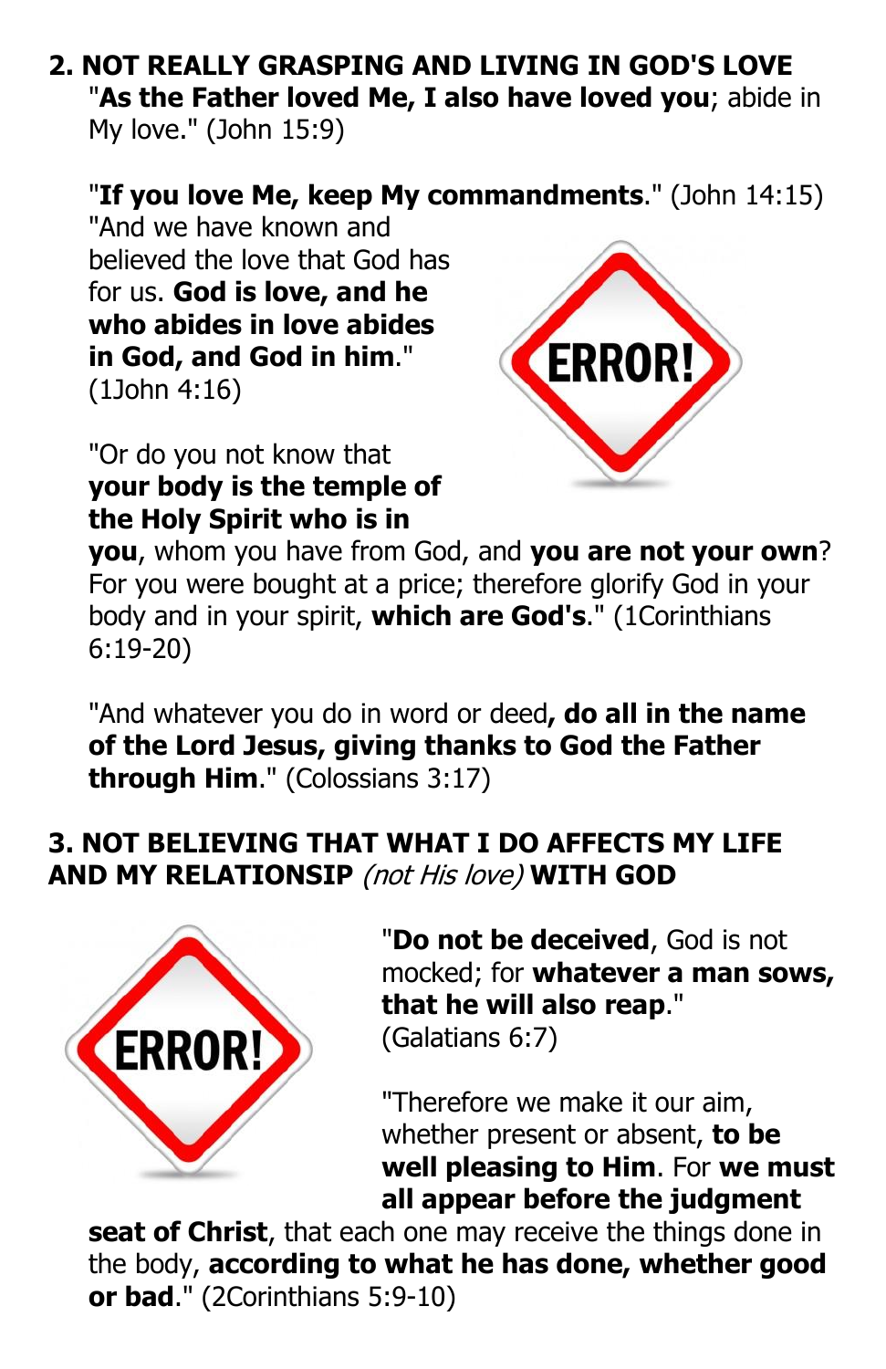## 2. NOT REALLY GRASPING AND LIVING IN GOD'S LOVE

"**As the Father loved Me, I also have loved you**; abide in My love." (John 15:9)

"**If you love Me, keep My commandments**." (John 14:15)

"And we have known and believed the love that God has for us. **God is love, and he who abides in love abides in God, and God in him**." (1John 4:16)

"Or do you not know that **your body is the temple of the Holy Spirit who is in you**, whom you have from God, and **you are not your own**? For you were bought at a price; therefore glorify God in your body and in your spirit, **which are God's**." (1Corinthians 6:19-20)

"And whatever you do in word or deed**, do all in the name of the Lord Jesus, giving thanks to God the Father through Him**." (Colossians 3:17)

## 3. NOT BELIEVING THAT WHAT I DO AFFECTS MY LIFE AND MY RELATIONSIP *(not His love)* WITH GOD

"**Do not be deceived**, God is not mocked; for **whatever a man sows, that he will also reap**." (Galatians 6:7)

"Therefore we make it our aim, whether present or absent, **to be well pleasing to Him**. For **we must all appear before the judgment seat of Christ**, that each one may receive the things done in the body, **according to what he has done, whether good or bad**." (2Corinthians 5:9-10)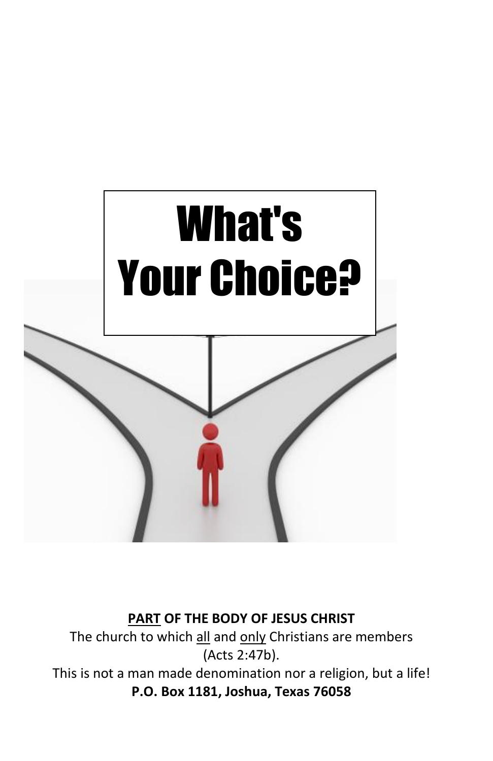# What's Your Choice?

**<u>PART</u> OF THE BODY OF JESUS CHRIST**

The church to which <u>all</u> and <u>only</u> Christians are members (Acts 2:47b).

This is not a man made denomination nor a religion, but a life!

**P.O. Box 1181, Joshua, Texas 76058**